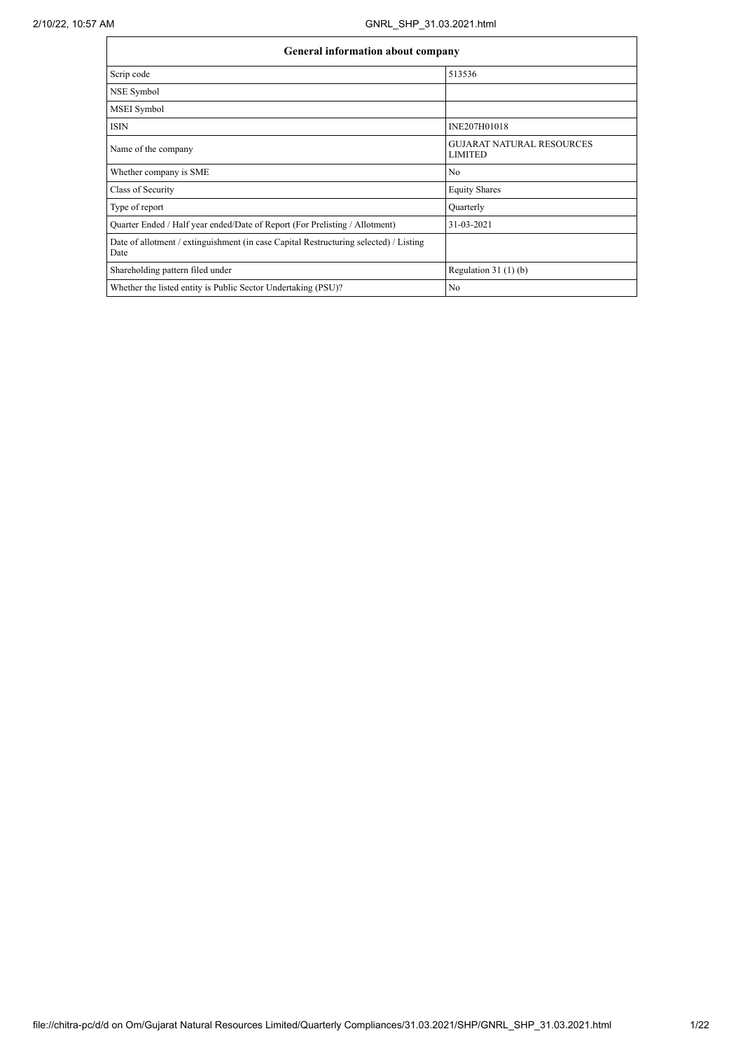| General information about company | |
|---|---|
| Scrip code | 513536 |
| NSE Symbol | |
| MSEI Symbol | |
| ISIN | INE207H01018 |
| Name of the company | GUJARAT NATURAL RESOURCES LIMITED |
| Whether company is SME | No |
| Class of Security | Equity Shares |
| Type of report | Quarterly |
| Quarter Ended / Half year ended/Date of Report (For Prelisting / Allotment) | 31-03-2021 |
| Date of allotment / extinguishment (in case Capital Restructuring selected) / Listing Date | |
| Shareholding pattern filed under | Regulation 31 (1) (b) |
| Whether the listed entity is Public Sector Undertaking (PSU)? | No |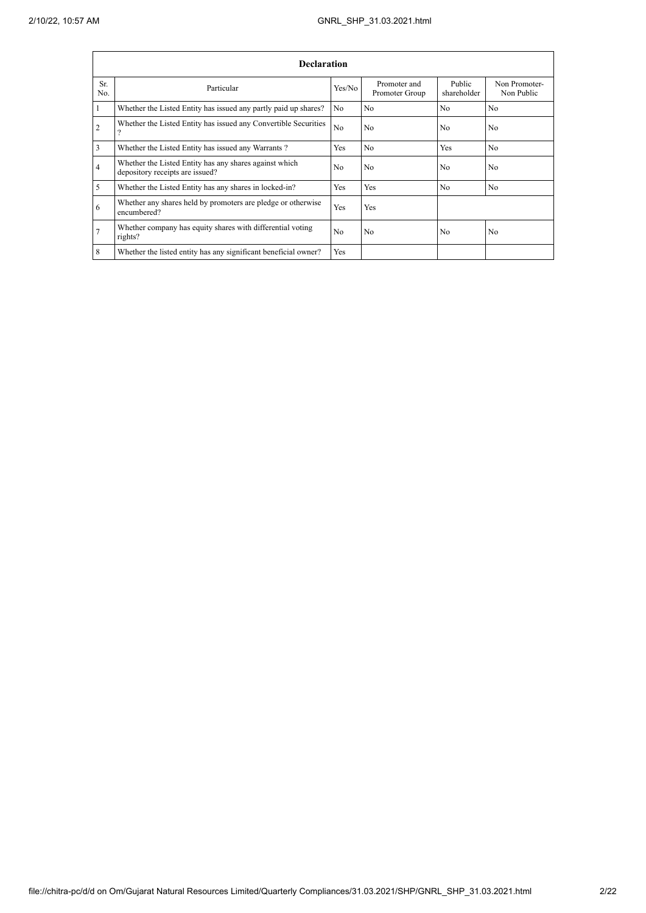| Declaration | | | | | |
|---|---|---|---|---|---|
| Sr. No. | Particular | Yes/No | Promoter and Promoter Group | Public shareholder | Non Promoter- Non Public |
| 1 | Whether the Listed Entity has issued any partly paid up shares? | No | No | No | No |
| 2 | Whether the Listed Entity has issued any Convertible Securities ? | No | No | No | No |
| 3 | Whether the Listed Entity has issued any Warrants ? | Yes | No | Yes | No |
| 4 | Whether the Listed Entity has any shares against which depository receipts are issued? | No | No | No | No |
| 5 | Whether the Listed Entity has any shares in locked-in? | Yes | Yes | No | No |
| 6 | Whether any shares held by promoters are pledge or otherwise encumbered? | Yes | Yes | | |
| 7 | Whether company has equity shares with differential voting rights? | No | No | No | No |
| 8 | Whether the listed entity has any significant beneficial owner? | Yes | | | |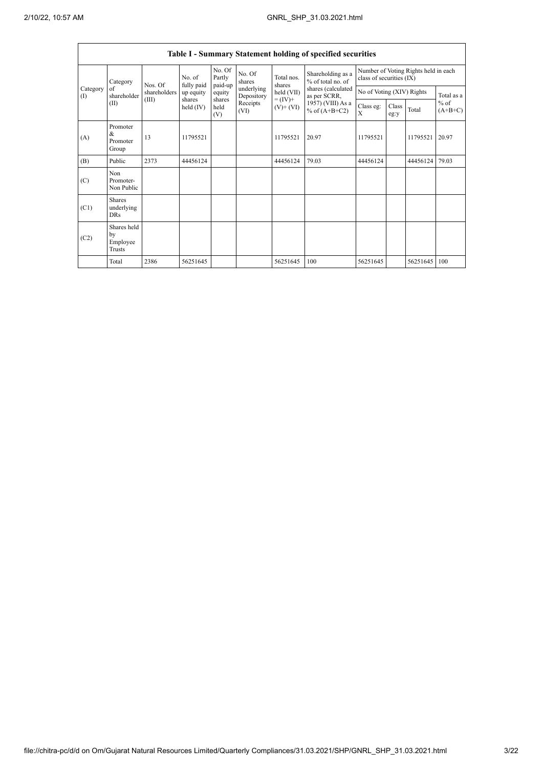## Table I - Summary Statement holding of specified securities

| Category (I) | Category of shareholder (II) | Nos. Of shareholders (III) | No. of fully paid up equity shares held (IV) | No. Of Partly paid-up equity shares held (V) | No. Of shares underlying Depository Receipts (VI) | Total nos. shares held (VII) = (IV)+ (V)+ (VI) | Shareholding as a % of total no. of shares (calculated as per SCRR, 1957) (VIII) As a % of (A+B+C2) | Number of Voting Rights held in each class of securities (IX) | | | |
|---|---|---|---|---|---|---|---|---|---|---|---|
| | | | | | | | | No of Voting (XIV) Rights | | | Total as a % of (A+B+C) |
| | | | | | | | | Class eg: X | Class eg:y | Total | |
| (A) | Promoter & Promoter Group | 13 | 11795521 | | | 11795521 | 20.97 | 11795521 | | 11795521 | 20.97 |
| (B) | Public | 2373 | 44456124 | | | 44456124 | 79.03 | 44456124 | | 44456124 | 79.03 |
| (C) | Non Promoter- Non Public | | | | | | | | | | |
| (C1) | Shares underlying DRs | | | | | | | | | | |
| (C2) | Shares held by Employee Trusts | | | | | | | | | | |
| | Total | 2386 | 56251645 | | | 56251645 | 100 | 56251645 | | 56251645 | 100 |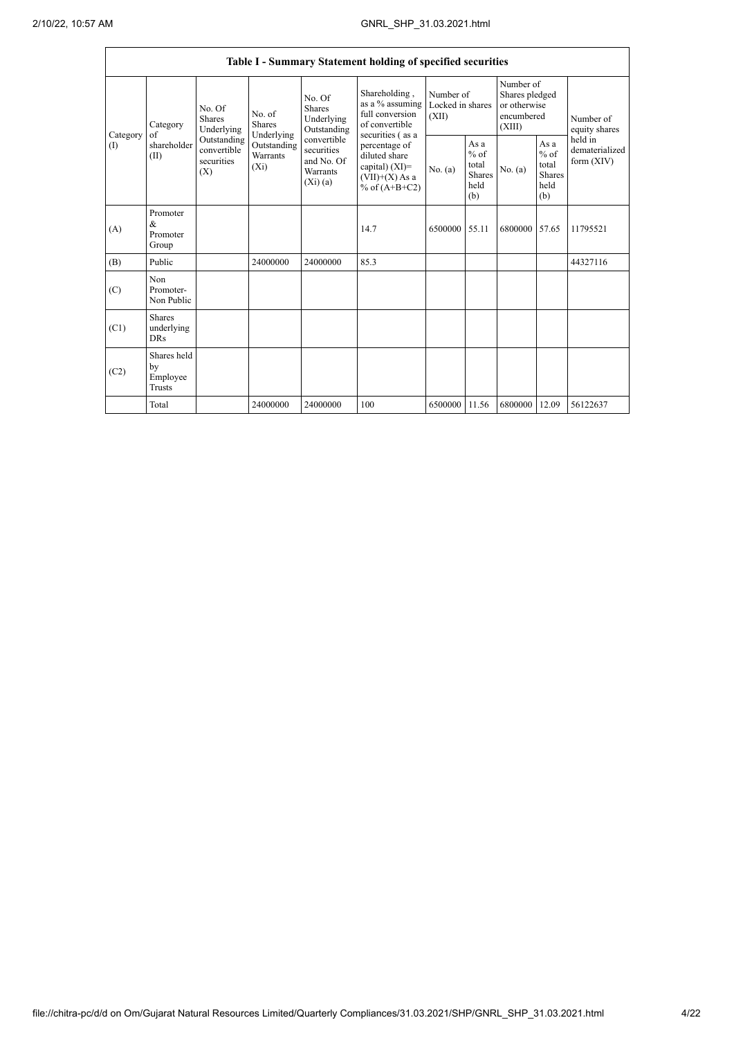| Table I - Summary Statement holding of specified securities | | | | | | | | | | | |
|---|---|---|---|---|---|---|---|---|---|---|---|
| Category (I) | Category of shareholder (II) | No. Of Shares Underlying Outstanding convertible securities (X) | No. of Shares Underlying Outstanding Warrants (Xi) | No. Of Shares Underlying Outstanding convertible securities and No. Of Warrants (Xi) (a) | Shareholding , as a % assuming full conversion of convertible securities ( as a percentage of diluted share capital) (XI)= (VII)+(X) As a % of (A+B+C2) | Number of Locked in shares (XII) | | Number of Shares pledged or otherwise encumbered (XIII) | | Number of equity shares held in dematerialized form (XIV) |
| | | | | | | No. (a) | As a % of total Shares held (b) | No. (a) | As a % of total Shares held (b) | |
| (A) | Promoter & Promoter Group | | | | 14.7 | 6500000 | 55.11 | 6800000 | 57.65 | 11795521 |
| (B) | Public | | 24000000 | 24000000 | 85.3 | | | | | 44327116 |
| (C) | Non Promoter- Non Public | | | | | | | | | |
| (C1) | Shares underlying DRs | | | | | | | | | |
| (C2) | Shares held by Employee Trusts | | | | | | | | | |
| | Total | | 24000000 | 24000000 | 100 | 6500000 | 11.56 | 6800000 | 12.09 | 56122637 |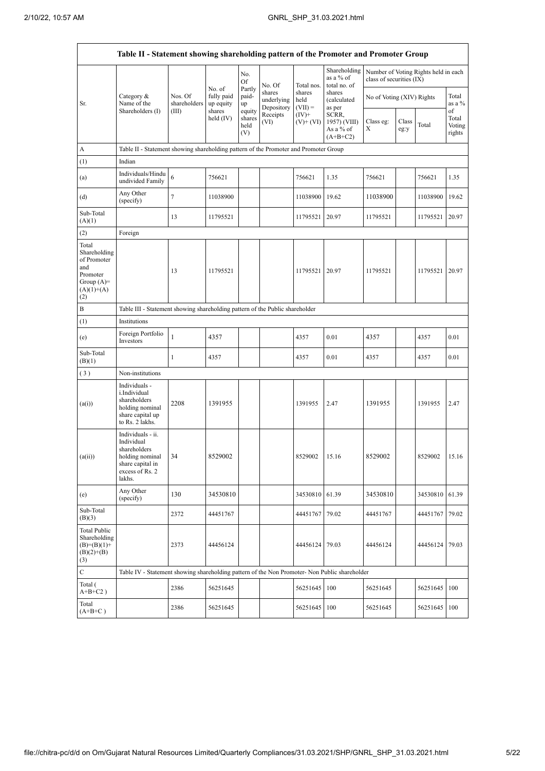| Table II - Statement showing shareholding pattern of the Promoter and Promoter Group | | | | | | | | | | | |
|---|---|---|---|---|---|---|---|---|---|---|---|
| Sr. | Category & Name of the Shareholders (I) | Nos. Of shareholders (III) | No. of fully paid up equity shares held (IV) | No. Of Partly paid-up equity shares held (V) | No. Of shares underlying Depository Receipts (VI) | Total nos. shares held (VII) = (IV)+ (V)+ (VI) | Shareholding as a % of total no. of shares (calculated as per SCRR, 1957) (VIII) As a % of (A+B+C2) | Number of Voting Rights held in each class of securities (IX) | | | |
| | | | | | | | | No of Voting (XIV) Rights | | | Total as a % of Total Voting rights |
| | | | | | | | | Class eg: X | Class eg:y | Total | |
| A | Table II - Statement showing shareholding pattern of the Promoter and Promoter Group | | | | | | | | | | |
| (1) | Indian | | | | | | | | | | |
| (a) | Individuals/Hindu undivided Family | 6 | 756621 | | | 756621 | 1.35 | 756621 | | 756621 | 1.35 |
| (d) | Any Other (specify) | 7 | 11038900 | | | 11038900 | 19.62 | 11038900 | | 11038900 | 19.62 |
| Sub-Total (A)(1) | | 13 | 11795521 | | | 11795521 | 20.97 | 11795521 | | 11795521 | 20.97 |
| (2) | Foreign | | | | | | | | | | |
| Total Shareholding of Promoter and Promoter Group (A)=(A)(1)+(A)(2) | | 13 | 11795521 | | | 11795521 | 20.97 | 11795521 | | 11795521 | 20.97 |
| B | Table III - Statement showing shareholding pattern of the Public shareholder | | | | | | | | | | |
| (1) | Institutions | | | | | | | | | | |
| (e) | Foreign Portfolio Investors | 1 | 4357 | | | 4357 | 0.01 | 4357 | | 4357 | 0.01 |
| Sub-Total (B)(1) | | 1 | 4357 | | | 4357 | 0.01 | 4357 | | 4357 | 0.01 |
| (3) | Non-institutions | | | | | | | | | | |
| (a(i)) | Individuals - i.Individual shareholders holding nominal share capital up to Rs. 2 lakhs. | 2208 | 1391955 | | | 1391955 | 2.47 | 1391955 | | 1391955 | 2.47 |
| (a(ii)) | Individuals - ii. Individual shareholders holding nominal share capital in excess of Rs. 2 lakhs. | 34 | 8529002 | | | 8529002 | 15.16 | 8529002 | | 8529002 | 15.16 |
| (e) | Any Other (specify) | 130 | 34530810 | | | 34530810 | 61.39 | 34530810 | | 34530810 | 61.39 |
| Sub-Total (B)(3) | | 2372 | 44451767 | | | 44451767 | 79.02 | 44451767 | | 44451767 | 79.02 |
| Total Public Shareholding (B)=(B)(1)+(B)(2)+(B)(3) | | 2373 | 44456124 | | | 44456124 | 79.03 | 44456124 | | 44456124 | 79.03 |
| C | Table IV - Statement showing shareholding pattern of the Non Promoter- Non Public shareholder | | | | | | | | | | |
| Total ( A+B+C2 ) | | 2386 | 56251645 | | | 56251645 | 100 | 56251645 | | 56251645 | 100 |
| Total (A+B+C ) | | 2386 | 56251645 | | | 56251645 | 100 | 56251645 | | 56251645 | 100 |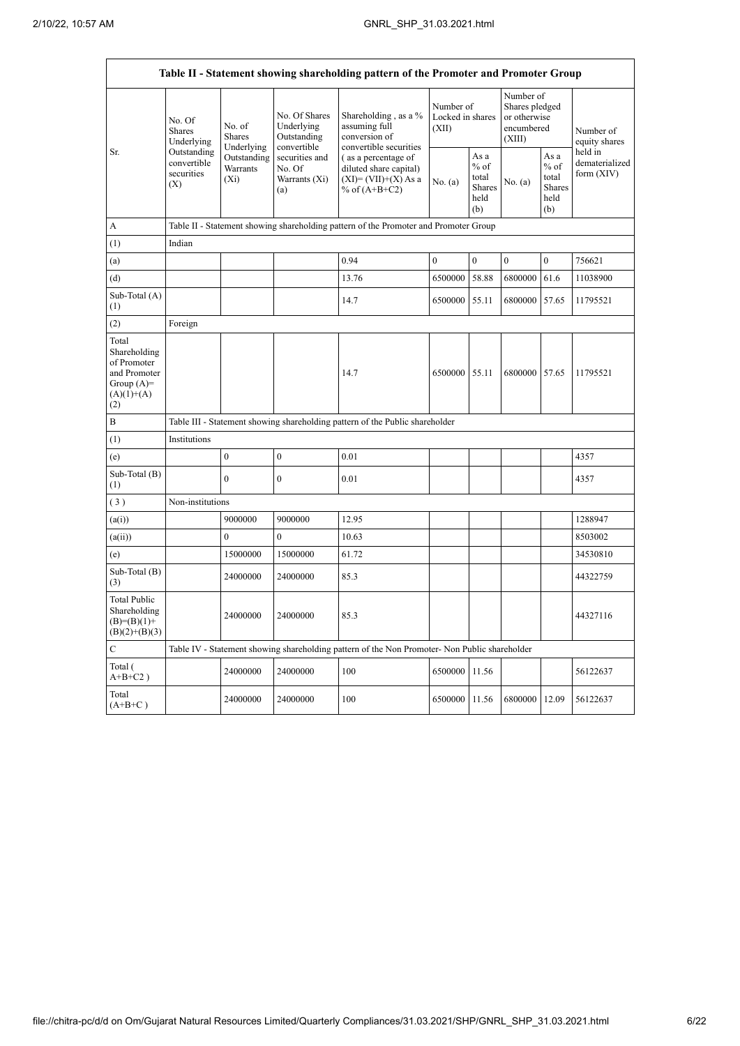| Table II - Statement showing shareholding pattern of the Promoter and Promoter Group | | | | | | | | | | |
|---|---|---|---|---|---|---|---|---|---|---|
| Sr. | No. Of Shares Underlying Outstanding convertible securities (X) | No. of Shares Underlying Outstanding Warrants (Xi) | No. Of Shares Underlying Outstanding convertible securities and No. Of Warrants (Xi) (a) | Shareholding , as a % assuming full conversion of convertible securities ( as a percentage of diluted share capital) (XI)= (VII)+(X) As a % of (A+B+C2) | Number of Locked in shares (XII) | | Number of Shares pledged or otherwise encumbered (XIII) | | Number of equity shares held in dematerialized form (XIV) |
| | | | | | No. (a) | As a % of total Shares held (b) | No. (a) | As a % of total Shares held (b) | |
| A | Table II - Statement showing shareholding pattern of the Promoter and Promoter Group | | | | | | | | |
| (1) | Indian | | | | | | | | |
| (a) | | | | 0.94 | 0 | 0 | 0 | 0 | 756621 |
| (d) | | | | 13.76 | 6500000 | 58.88 | 6800000 | 61.6 | 11038900 |
| Sub-Total (A) (1) | | | | 14.7 | 6500000 | 55.11 | 6800000 | 57.65 | 11795521 |
| (2) | Foreign | | | | | | | | |
| Total Shareholding of Promoter and Promoter Group (A)=(A)(1)+(A)(2) | | | | 14.7 | 6500000 | 55.11 | 6800000 | 57.65 | 11795521 |
| B | Table III - Statement showing shareholding pattern of the Public shareholder | | | | | | | | |
| (1) | Institutions | | | | | | | | |
| (e) | | 0 | 0 | 0.01 | | | | | 4357 |
| Sub-Total (B) (1) | | 0 | 0 | 0.01 | | | | | 4357 |
| (3) | Non-institutions | | | | | | | | |
| (a(i)) | | 9000000 | 9000000 | 12.95 | | | | | 1288947 |
| (a(ii)) | | 0 | 0 | 10.63 | | | | | 8503002 |
| (e) | | 15000000 | 15000000 | 61.72 | | | | | 34530810 |
| Sub-Total (B) (3) | | 24000000 | 24000000 | 85.3 | | | | | 44322759 |
| Total Public Shareholding (B)=(B)(1)+(B)(2)+(B)(3) | | 24000000 | 24000000 | 85.3 | | | | | 44327116 |
| C | Table IV - Statement showing shareholding pattern of the Non Promoter- Non Public shareholder | | | | | | | | |
| Total ( A+B+C2 ) | | 24000000 | 24000000 | 100 | 6500000 | 11.56 | | | 56122637 |
| Total (A+B+C ) | | 24000000 | 24000000 | 100 | 6500000 | 11.56 | 6800000 | 12.09 | 56122637 |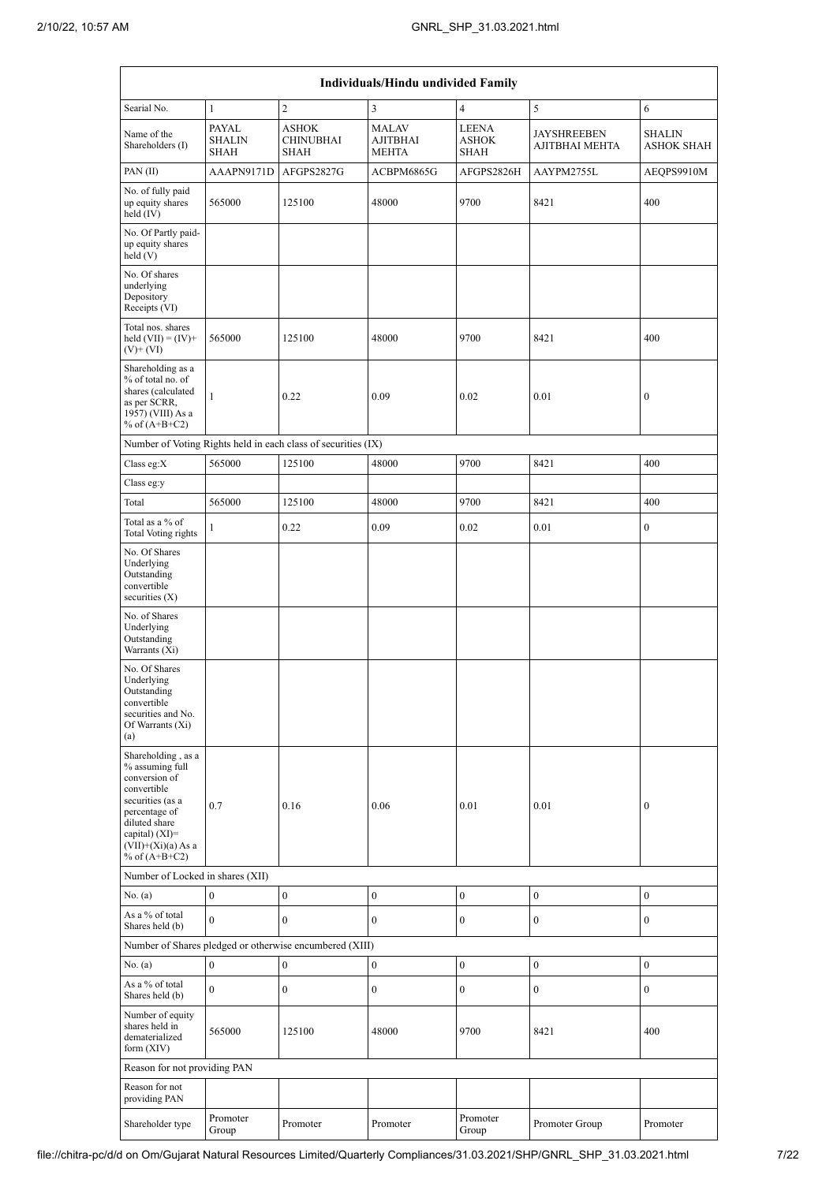| Individuals/Hindu undivided Family | | | | | | |
|---|---|---|---|---|---|---|
| Searial No. | 1 | 2 | 3 | 4 | 5 | 6 |
| Name of the Shareholders (I) | PAYAL SHALIN SHAH | ASHOK CHINUBHAI SHAH | MALAV AJITBHAI MEHTA | LEENA ASHOK SHAH | JAYSHREEBEN AJITBHAI MEHTA | SHALIN ASHOK SHAH |
| PAN (II) | AAAPN9171D | AFGPS2827G | ACBPM6865G | AFGPS2826H | AAYPM2755L | AEQPS9910M |
| No. of fully paid up equity shares held (IV) | 565000 | 125100 | 48000 | 9700 | 8421 | 400 |
| No. Of Partly paid-up equity shares held (V) | | | | | | |
| No. Of shares underlying Depository Receipts (VI) | | | | | | |
| Total nos. shares held (VII) = (IV)+ (V)+ (VI) | 565000 | 125100 | 48000 | 9700 | 8421 | 400 |
| Shareholding as a % of total no. of shares (calculated as per SCRR, 1957) (VIII) As a % of (A+B+C2) | 1 | 0.22 | 0.09 | 0.02 | 0.01 | 0 |
| Number of Voting Rights held in each class of securities (IX) | | | | | | |
| Class eg:X | 565000 | 125100 | 48000 | 9700 | 8421 | 400 |
| Class eg:y | | | | | | |
| Total | 565000 | 125100 | 48000 | 9700 | 8421 | 400 |
| Total as a % of Total Voting rights | 1 | 0.22 | 0.09 | 0.02 | 0.01 | 0 |
| No. Of Shares Underlying Outstanding convertible securities (X) | | | | | | |
| No. of Shares Underlying Outstanding Warrants (Xi) | | | | | | |
| No. Of Shares Underlying Outstanding convertible securities and No. Of Warrants (Xi) (a) | | | | | | |
| Shareholding , as a % assuming full conversion of convertible securities (as a percentage of diluted share capital) (XI)= (VII)+(Xi)(a) As a % of (A+B+C2) | 0.7 | 0.16 | 0.06 | 0.01 | 0.01 | 0 |
| Number of Locked in shares (XII) | | | | | | |
| No. (a) | 0 | 0 | 0 | 0 | 0 | 0 |
| As a % of total Shares held (b) | 0 | 0 | 0 | 0 | 0 | 0 |
| Number of Shares pledged or otherwise encumbered (XIII) | | | | | | |
| No. (a) | 0 | 0 | 0 | 0 | 0 | 0 |
| As a % of total Shares held (b) | 0 | 0 | 0 | 0 | 0 | 0 |
| Number of equity shares held in dematerialized form (XIV) | 565000 | 125100 | 48000 | 9700 | 8421 | 400 |
| Reason for not providing PAN | | | | | | |
| Reason for not providing PAN | | | | | | |
| Shareholder type | Promoter Group | Promoter | Promoter | Promoter Group | Promoter Group | Promoter |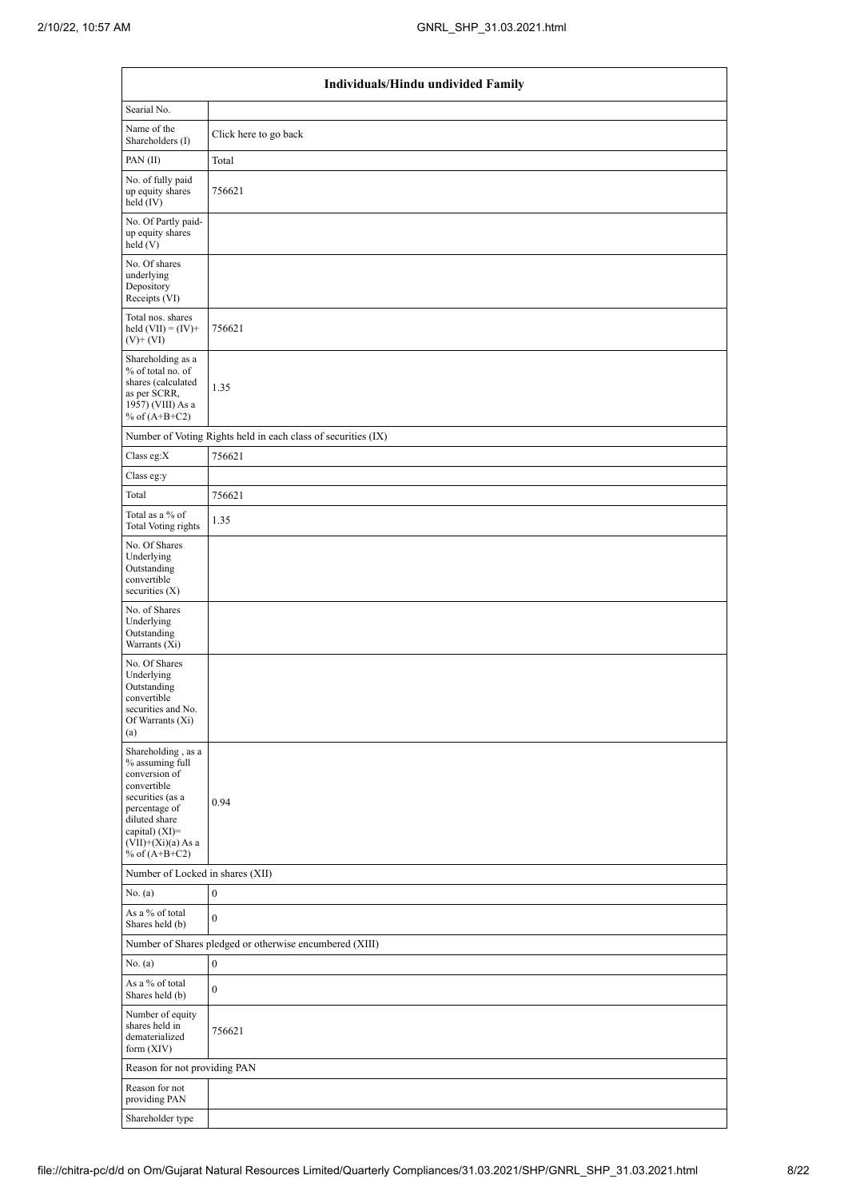| Individuals/Hindu undivided Family | |
|---|---|
| Searial No. | |
| Name of the Shareholders (I) | Click here to go back |
| PAN (II) | Total |
| No. of fully paid up equity shares held (IV) | 756621 |
| No. Of Partly paid-up equity shares held (V) | |
| No. Of shares underlying Depository Receipts (VI) | |
| Total nos. shares held (VII) = (IV)+ (V)+ (VI) | 756621 |
| Shareholding as a % of total no. of shares (calculated as per SCRR, 1957) (VIII) As a % of (A+B+C2) | 1.35 |
| Number of Voting Rights held in each class of securities (IX) | |
| Class eg:X | 756621 |
| Class eg:y | |
| Total | 756621 |
| Total as a % of Total Voting rights | 1.35 |
| No. Of Shares Underlying Outstanding convertible securities (X) | |
| No. of Shares Underlying Outstanding Warrants (Xi) | |
| No. Of Shares Underlying Outstanding convertible securities and No. Of Warrants (Xi) (a) | |
| Shareholding , as a % assuming full conversion of convertible securities (as a percentage of diluted share capital) (XI)= (VII)+(Xi)(a) As a % of (A+B+C2) | 0.94 |
| Number of Locked in shares (XII) | |
| No. (a) | 0 |
| As a % of total Shares held (b) | 0 |
| Number of Shares pledged or otherwise encumbered (XIII) | |
| No. (a) | 0 |
| As a % of total Shares held (b) | 0 |
| Number of equity shares held in dematerialized form (XIV) | 756621 |
| Reason for not providing PAN | |
| Reason for not providing PAN | |
| Shareholder type | |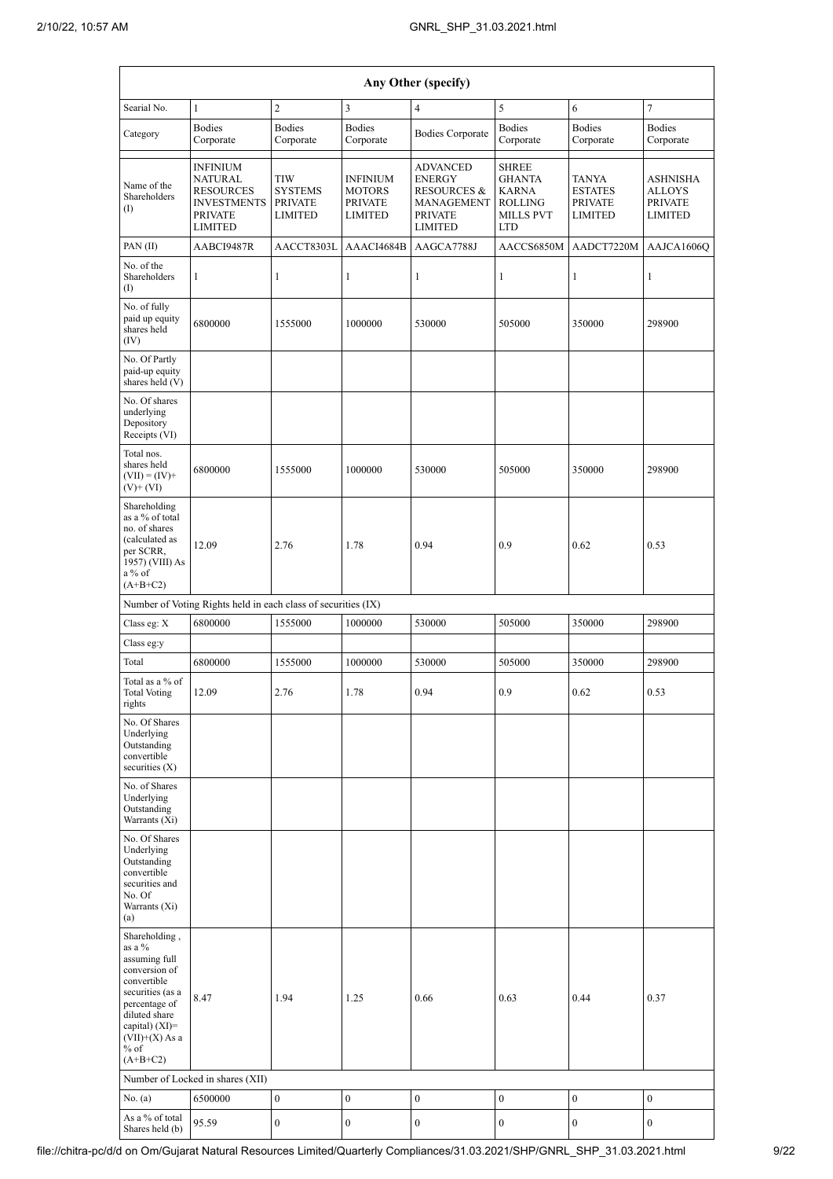| Any Other (specify) | | | | | | | |
|---|---|---|---|---|---|---|---|
| Searial No. | 1 | 2 | 3 | 4 | 5 | 6 | 7 |
| Category | Bodies Corporate | Bodies Corporate | Bodies Corporate | Bodies Corporate | Bodies Corporate | Bodies Corporate | Bodies Corporate |
| Name of the Shareholders (I) | INFINIUM NATURAL RESOURCES INVESTMENTS PRIVATE LIMITED | TIW SYSTEMS PRIVATE LIMITED | INFINIUM MOTORS PRIVATE LIMITED | ADVANCED ENERGY RESOURCES & MANAGEMENT PRIVATE LIMITED | SHREE GHANTA KARNA ROLLING MILLS PVT LTD | TANYA ESTATES PRIVATE LIMITED | ASHNISHA ALLOYS PRIVATE LIMITED |
| PAN (II) | AABCI9487R | AACCT8303L | AAACI4684B | AAGCA7788J | AACCS6850M | AADCT7220M | AAJCA1606Q |
| No. of the Shareholders (I) | 1 | 1 | 1 | 1 | 1 | 1 | 1 |
| No. of fully paid up equity shares held (IV) | 6800000 | 1555000 | 1000000 | 530000 | 505000 | 350000 | 298900 |
| No. Of Partly paid-up equity shares held (V) | | | | | | | |
| No. Of shares underlying Depository Receipts (VI) | | | | | | | |
| Total nos. shares held (VII) = (IV)+ (V)+ (VI) | 6800000 | 1555000 | 1000000 | 530000 | 505000 | 350000 | 298900 |
| Shareholding as a % of total no. of shares (calculated as per SCRR, 1957) (VIII) As a % of (A+B+C2) | 12.09 | 2.76 | 1.78 | 0.94 | 0.9 | 0.62 | 0.53 |
| Number of Voting Rights held in each class of securities (IX) | | | | | | | |
| Class eg: X | 6800000 | 1555000 | 1000000 | 530000 | 505000 | 350000 | 298900 |
| Class eg:y | | | | | | | |
| Total | 6800000 | 1555000 | 1000000 | 530000 | 505000 | 350000 | 298900 |
| Total as a % of Total Voting rights | 12.09 | 2.76 | 1.78 | 0.94 | 0.9 | 0.62 | 0.53 |
| No. Of Shares Underlying Outstanding convertible securities (X) | | | | | | | |
| No. of Shares Underlying Outstanding Warrants (Xi) | | | | | | | |
| No. Of Shares Underlying Outstanding convertible securities and No. Of Warrants (Xi) (a) | | | | | | | |
| Shareholding , as a % assuming full conversion of convertible securities (as a percentage of diluted share capital) (XI)= (VII)+(X) As a % of (A+B+C2) | 8.47 | 1.94 | 1.25 | 0.66 | 0.63 | 0.44 | 0.37 |
| Number of Locked in shares (XII) | | | | | | | |
| No. (a) | 6500000 | 0 | 0 | 0 | 0 | 0 | 0 |
| As a % of total Shares held (b) | 95.59 | 0 | 0 | 0 | 0 | 0 | 0 |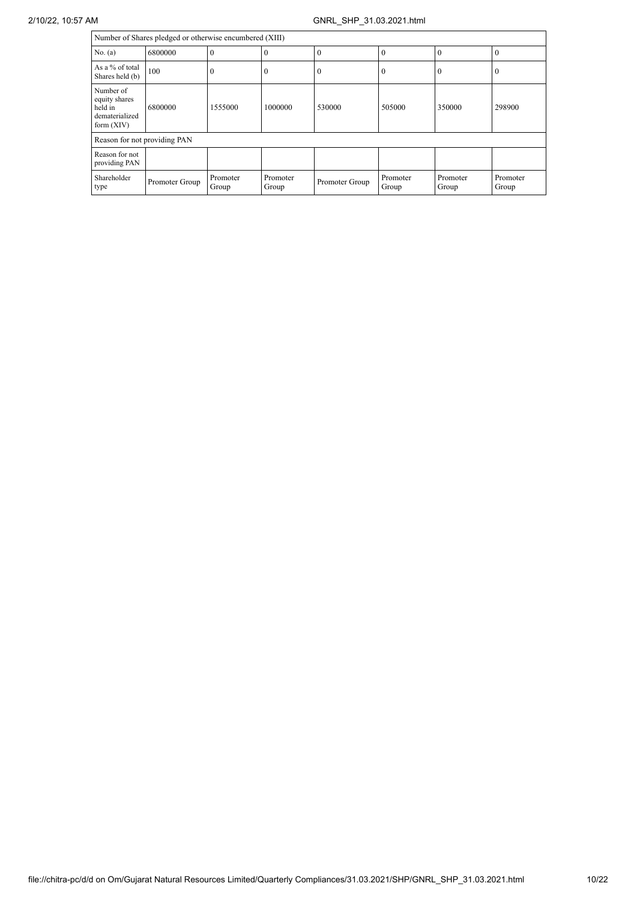| Number of Shares pledged or otherwise encumbered (XIII) | | | | | | | |
|---|---|---|---|---|---|---|---|
| No. (a) | 6800000 | 0 | 0 | 0 | 0 | 0 | 0 |
| As a % of total Shares held (b) | 100 | 0 | 0 | 0 | 0 | 0 | 0 |
| Number of equity shares held in dematerialized form (XIV) | 6800000 | 1555000 | 1000000 | 530000 | 505000 | 350000 | 298900 |
| Reason for not providing PAN | | | | | | | |
| Reason for not providing PAN | | | | | | | |
| Shareholder type | Promoter Group | Promoter Group | Promoter Group | Promoter Group | Promoter Group | Promoter Group | Promoter Group |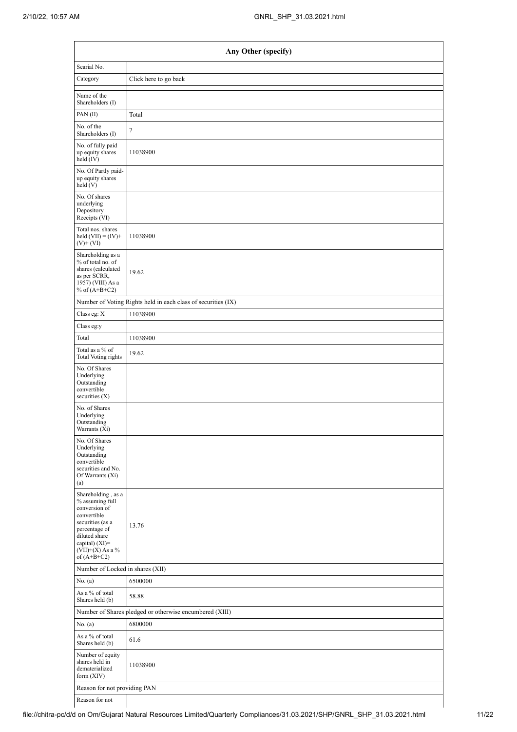| Any Other (specify) | |
|---|---|
| Searial No. | |
| Category | Click here to go back |
| Name of the Shareholders (I) | |
| PAN (II) | Total |
| No. of the Shareholders (I) | 7 |
| No. of fully paid up equity shares held (IV) | 11038900 |
| No. Of Partly paid-up equity shares held (V) | |
| No. Of shares underlying Depository Receipts (VI) | |
| Total nos. shares held (VII) = (IV)+(V)+ (VI) | 11038900 |
| Shareholding as a % of total no. of shares (calculated as per SCRR, 1957) (VIII) As a % of (A+B+C2) | 19.62 |
| Number of Voting Rights held in each class of securities (IX) | |
| Class eg: X | 11038900 |
| Class eg:y | |
| Total | 11038900 |
| Total as a % of Total Voting rights | 19.62 |
| No. Of Shares Underlying Outstanding convertible securities (X) | |
| No. of Shares Underlying Outstanding Warrants (Xi) | |
| No. Of Shares Underlying Outstanding convertible securities and No. Of Warrants (Xi) (a) | |
| Shareholding , as a % assuming full conversion of convertible securities (as a percentage of diluted share capital) (XI)= (VII)+(X) As a % of (A+B+C2) | 13.76 |
| Number of Locked in shares (XII) | |
| No. (a) | 6500000 |
| As a % of total Shares held (b) | 58.88 |
| Number of Shares pledged or otherwise encumbered (XIII) | |
| No. (a) | 6800000 |
| As a % of total Shares held (b) | 61.6 |
| Number of equity shares held in dematerialized form (XIV) | 11038900 |
| Reason for not providing PAN | |
| Reason for not | |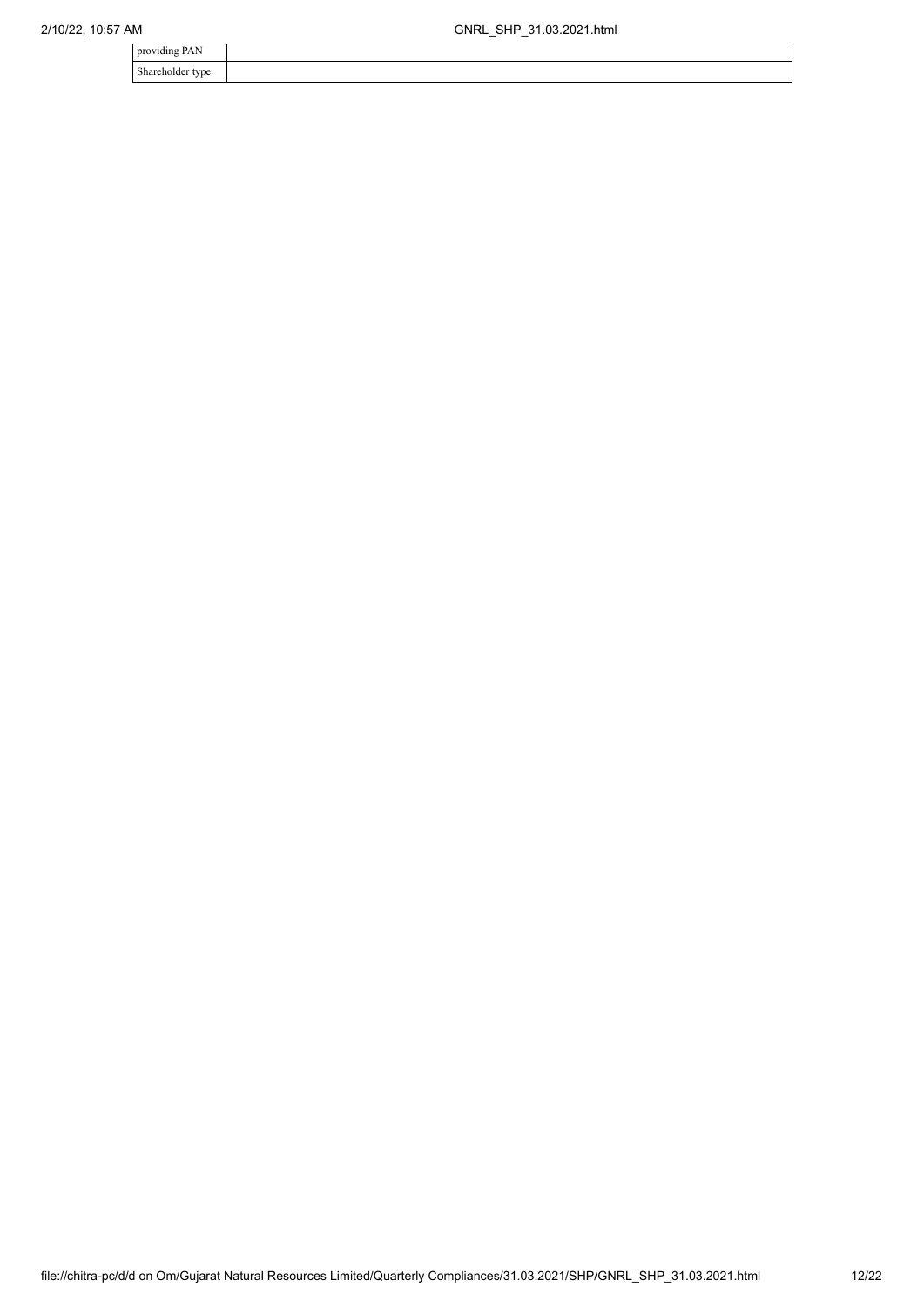| providing PAN | |
|---|---|
| Shareholder type | |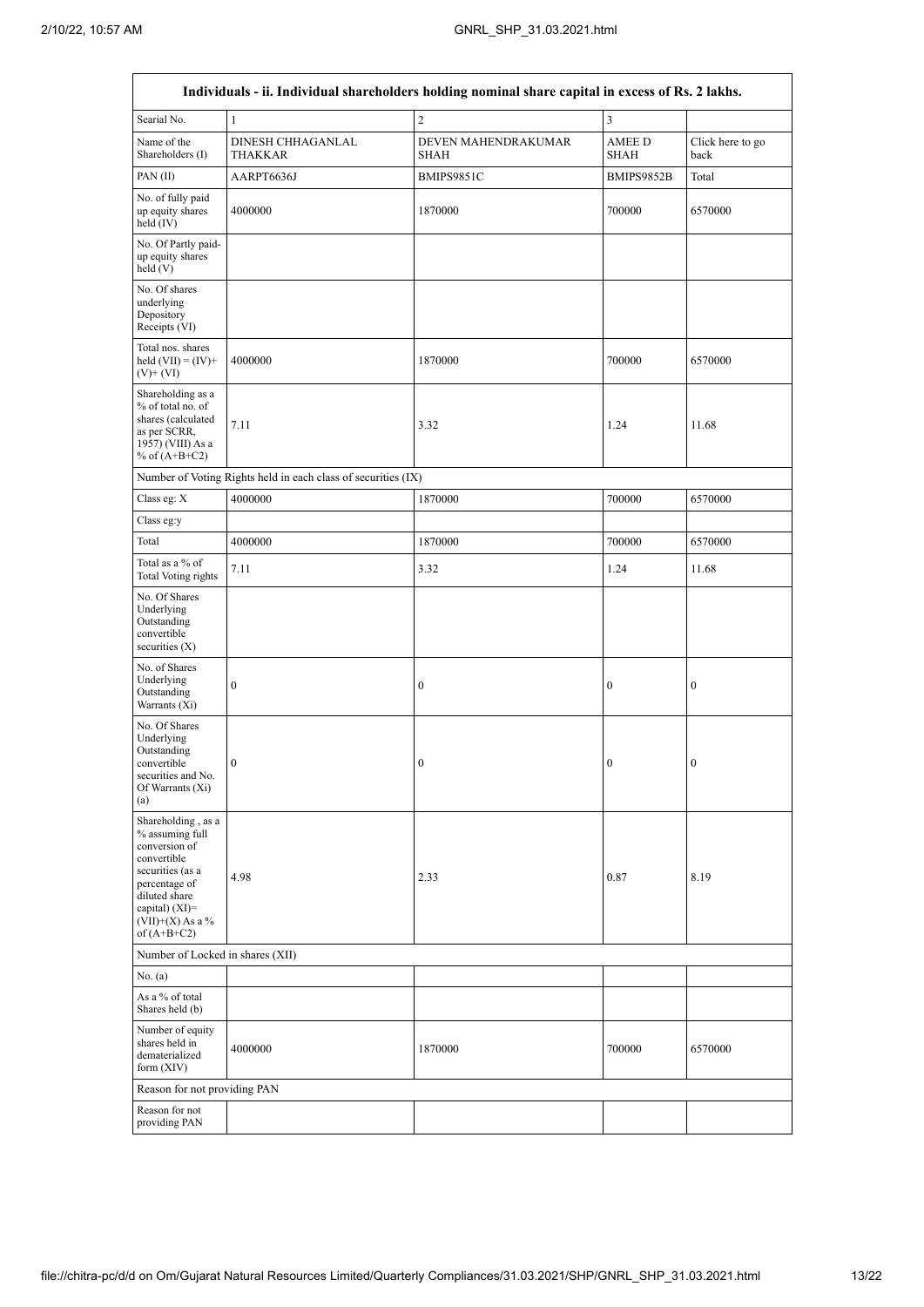| Individuals - ii. Individual shareholders holding nominal share capital in excess of Rs. 2 lakhs. | | | | |
|---|---|---|---|---|
| Searial No. | 1 | 2 | 3 | |
| Name of the Shareholders (I) | DINESH CHHAGANLAL THAKKAR | DEVEN MAHENDRAKUMAR SHAH | AMEE D SHAH | Click here to go back |
| PAN (II) | AARPT6636J | BMIPS9851C | BMIPS9852B | Total |
| No. of fully paid up equity shares held (IV) | 4000000 | 1870000 | 700000 | 6570000 |
| No. Of Partly paid-up equity shares held (V) | | | | |
| No. Of shares underlying Depository Receipts (VI) | | | | |
| Total nos. shares held (VII) = (IV)+ (V)+ (VI) | 4000000 | 1870000 | 700000 | 6570000 |
| Shareholding as a % of total no. of shares (calculated as per SCRR, 1957) (VIII) As a % of (A+B+C2) | 7.11 | 3.32 | 1.24 | 11.68 |
| Number of Voting Rights held in each class of securities (IX) | | | | |
| Class eg: X | 4000000 | 1870000 | 700000 | 6570000 |
| Class eg:y | | | | |
| Total | 4000000 | 1870000 | 700000 | 6570000 |
| Total as a % of Total Voting rights | 7.11 | 3.32 | 1.24 | 11.68 |
| No. Of Shares Underlying Outstanding convertible securities (X) | | | | |
| No. of Shares Underlying Outstanding Warrants (Xi) | 0 | 0 | 0 | 0 |
| No. Of Shares Underlying Outstanding convertible securities and No. Of Warrants (Xi) (a) | 0 | 0 | 0 | 0 |
| Shareholding , as a % assuming full conversion of convertible securities (as a percentage of diluted share capital) (XI)= (VII)+(X) As a % of (A+B+C2) | 4.98 | 2.33 | 0.87 | 8.19 |
| Number of Locked in shares (XII) | | | | |
| No. (a) | | | | |
| As a % of total Shares held (b) | | | | |
| Number of equity shares held in dematerialized form (XIV) | 4000000 | 1870000 | 700000 | 6570000 |
| Reason for not providing PAN | | | | |
| Reason for not providing PAN | | | | |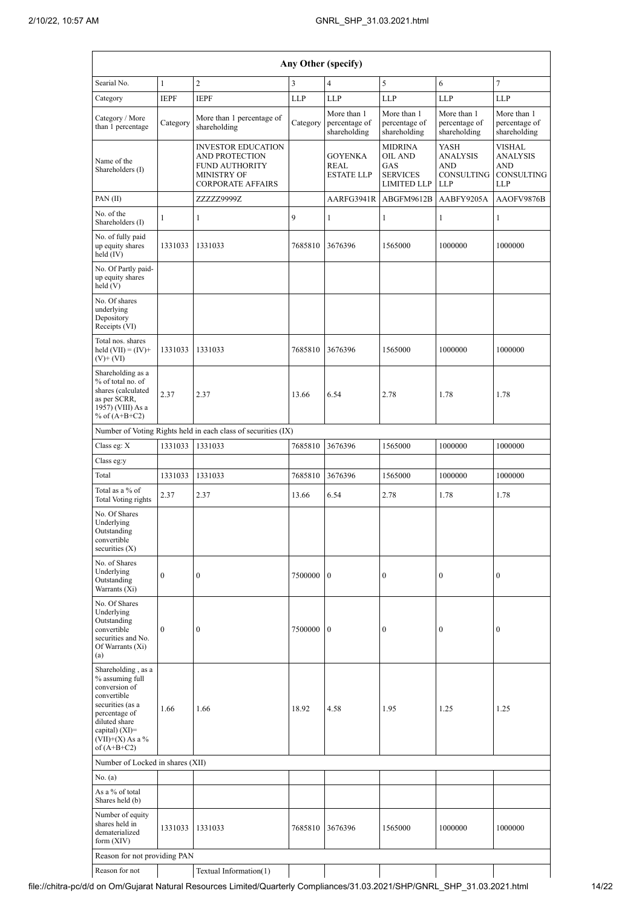| Any Other (specify) | | | | | | | |
|---|---|---|---|---|---|---|---|
| Searial No. | 1 | 2 | 3 | 4 | 5 | 6 | 7 |
| Category | IEPF | IEPF | LLP | LLP | LLP | LLP | LLP |
| Category / More than 1 percentage | Category | More than 1 percentage of shareholding | Category | More than 1 percentage of shareholding | More than 1 percentage of shareholding | More than 1 percentage of shareholding | More than 1 percentage of shareholding |
| Name of the Shareholders (I) | | INVESTOR EDUCATION AND PROTECTION FUND AUTHORITY MINISTRY OF CORPORATE AFFAIRS | | GOYENKA REAL ESTATE LLP | MIDRINA OIL AND GAS SERVICES LIMITED LLP | YASH ANALYSIS AND CONSULTING LLP | VISHAL ANALYSIS AND CONSULTING LLP |
| PAN (II) | | ZZZZZ9999Z | | AARFG3941R | ABGFM9612B | AABFY9205A | AAOFV9876B |
| No. of the Shareholders (I) | 1 | 1 | 9 | 1 | 1 | 1 | 1 |
| No. of fully paid up equity shares held (IV) | 1331033 | 1331033 | 7685810 | 3676396 | 1565000 | 1000000 | 1000000 |
| No. Of Partly paid-up equity shares held (V) | | | | | | | |
| No. Of shares underlying Depository Receipts (VI) | | | | | | | |
| Total nos. shares held (VII) = (IV)+ (V)+ (VI) | 1331033 | 1331033 | 7685810 | 3676396 | 1565000 | 1000000 | 1000000 |
| Shareholding as a % of total no. of shares (calculated as per SCRR, 1957) (VIII) As a % of (A+B+C2) | 2.37 | 2.37 | 13.66 | 6.54 | 2.78 | 1.78 | 1.78 |
| Number of Voting Rights held in each class of securities (IX) | | | | | | | |
| Class eg: X | 1331033 | 1331033 | 7685810 | 3676396 | 1565000 | 1000000 | 1000000 |
| Class eg:y | | | | | | | |
| Total | 1331033 | 1331033 | 7685810 | 3676396 | 1565000 | 1000000 | 1000000 |
| Total as a % of Total Voting rights | 2.37 | 2.37 | 13.66 | 6.54 | 2.78 | 1.78 | 1.78 |
| No. Of Shares Underlying Outstanding convertible securities (X) | | | | | | | |
| No. of Shares Underlying Outstanding Warrants (Xi) | 0 | 0 | 7500000 | 0 | 0 | 0 | 0 |
| No. Of Shares Underlying Outstanding convertible securities and No. Of Warrants (Xi) (a) | 0 | 0 | 7500000 | 0 | 0 | 0 | 0 |
| Shareholding , as a % assuming full conversion of convertible securities (as a percentage of diluted share capital) (XI)= (VII)+(X) As a % of (A+B+C2) | 1.66 | 1.66 | 18.92 | 4.58 | 1.95 | 1.25 | 1.25 |
| Number of Locked in shares (XII) | | | | | | | |
| No. (a) | | | | | | | |
| As a % of total Shares held (b) | | | | | | | |
| Number of equity shares held in dematerialized form (XIV) | 1331033 | 1331033 | 7685810 | 3676396 | 1565000 | 1000000 | 1000000 |
| Reason for not providing PAN | | | | | | | |
| Reason for not | | Textual Information(1) | | | | | |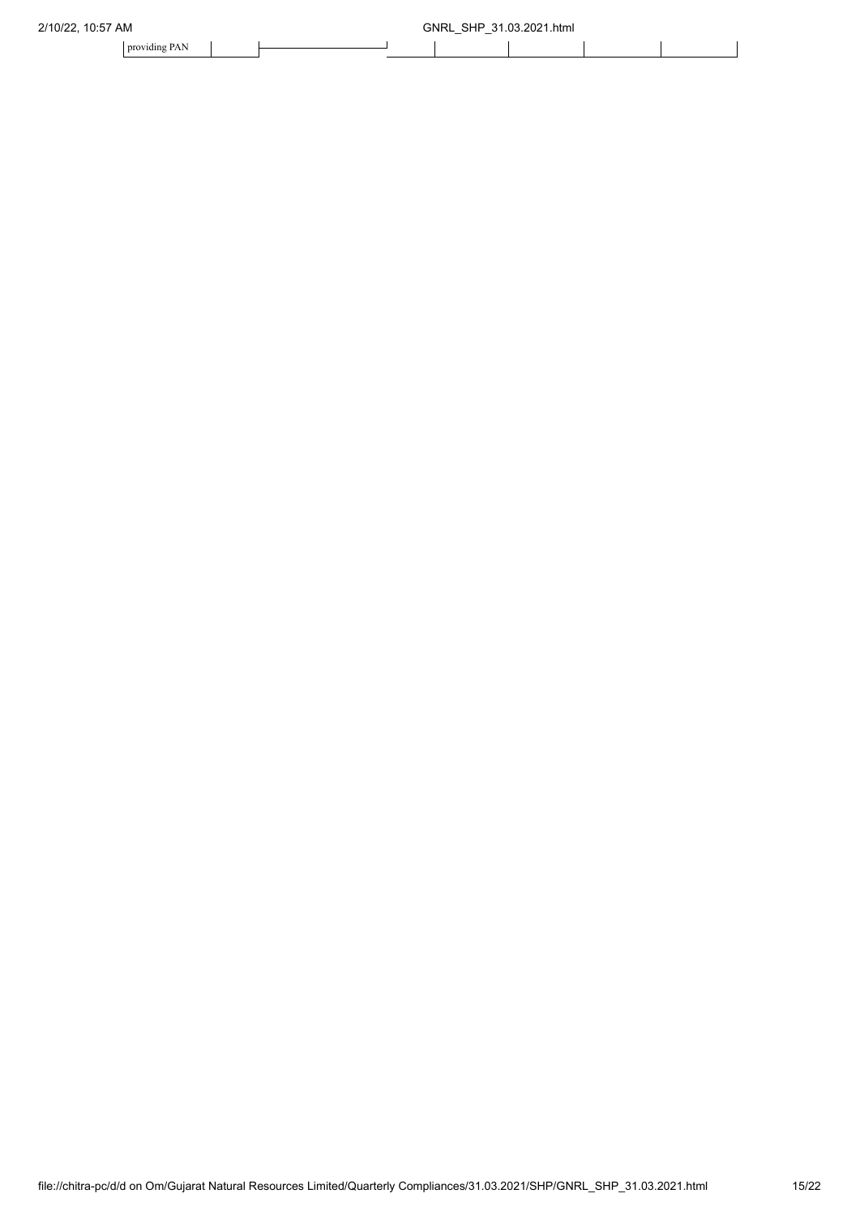| providing PAN | | | | | | | |
|---|---|---|---|---|---|---|---|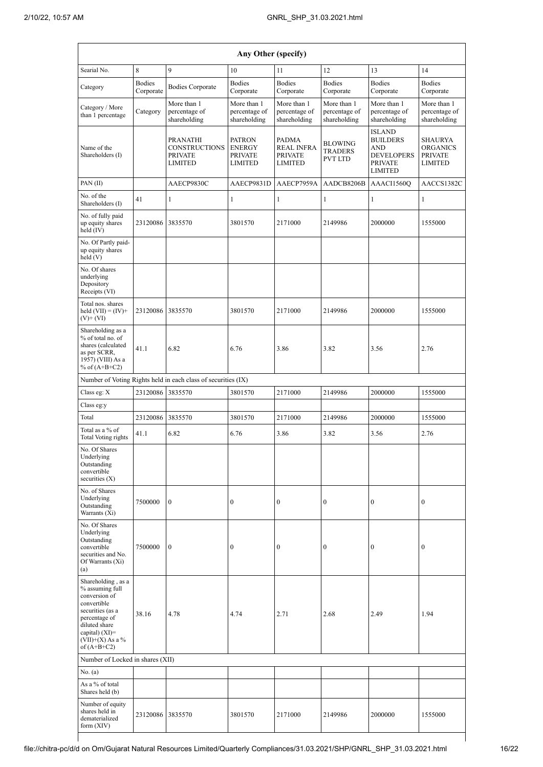| Any Other (specify) | | | | | | | |
|---|---|---|---|---|---|---|---|
| Searial No. | 8 | 9 | 10 | 11 | 12 | 13 | 14 |
| Category | Bodies Corporate | Bodies Corporate | Bodies Corporate | Bodies Corporate | Bodies Corporate | Bodies Corporate | Bodies Corporate |
| Category / More than 1 percentage | Category | More than 1 percentage of shareholding | More than 1 percentage of shareholding | More than 1 percentage of shareholding | More than 1 percentage of shareholding | More than 1 percentage of shareholding | More than 1 percentage of shareholding |
| Name of the Shareholders (I) | | PRANATHI CONSTRUCTIONS PRIVATE LIMITED | PATRON ENERGY PRIVATE LIMITED | PADMA REAL INFRA PRIVATE LIMITED | BLOWING TRADERS PVT LTD | ISLAND BUILDERS AND DEVELOPERS PRIVATE LIMITED | SHAURYA ORGANICS PRIVATE LIMITED |
| PAN (II) | | AAECP9830C | AAECP9831D | AAECP7959A | AADCB8206B | AAACI1560Q | AACCS1382C |
| No. of the Shareholders (I) | 41 | 1 | 1 | 1 | 1 | 1 | 1 |
| No. of fully paid up equity shares held (IV) | 23120086 | 3835570 | 3801570 | 2171000 | 2149986 | 2000000 | 1555000 |
| No. Of Partly paid-up equity shares held (V) | | | | | | | |
| No. Of shares underlying Depository Receipts (VI) | | | | | | | |
| Total nos. shares held (VII) = (IV)+ (V)+ (VI) | 23120086 | 3835570 | 3801570 | 2171000 | 2149986 | 2000000 | 1555000 |
| Shareholding as a % of total no. of shares (calculated as per SCRR, 1957) (VIII) As a % of (A+B+C2) | 41.1 | 6.82 | 6.76 | 3.86 | 3.82 | 3.56 | 2.76 |
| Number of Voting Rights held in each class of securities (IX) | | | | | | | |
| Class eg: X | 23120086 | 3835570 | 3801570 | 2171000 | 2149986 | 2000000 | 1555000 |
| Class eg:y | | | | | | | |
| Total | 23120086 | 3835570 | 3801570 | 2171000 | 2149986 | 2000000 | 1555000 |
| Total as a % of Total Voting rights | 41.1 | 6.82 | 6.76 | 3.86 | 3.82 | 3.56 | 2.76 |
| No. Of Shares Underlying Outstanding convertible securities (X) | | | | | | | |
| No. of Shares Underlying Outstanding Warrants (Xi) | 7500000 | 0 | 0 | 0 | 0 | 0 | 0 |
| No. Of Shares Underlying Outstanding convertible securities and No. Of Warrants (Xi) (a) | 7500000 | 0 | 0 | 0 | 0 | 0 | 0 |
| Shareholding , as a % assuming full conversion of convertible securities (as a percentage of diluted share capital) (XI)= (VII)+(X) As a % of (A+B+C2) | 38.16 | 4.78 | 4.74 | 2.71 | 2.68 | 2.49 | 1.94 |
| Number of Locked in shares (XII) | | | | | | | |
| No. (a) | | | | | | | |
| As a % of total Shares held (b) | | | | | | | |
| Number of equity shares held in dematerialized form (XIV) | 23120086 | 3835570 | 3801570 | 2171000 | 2149986 | 2000000 | 1555000 |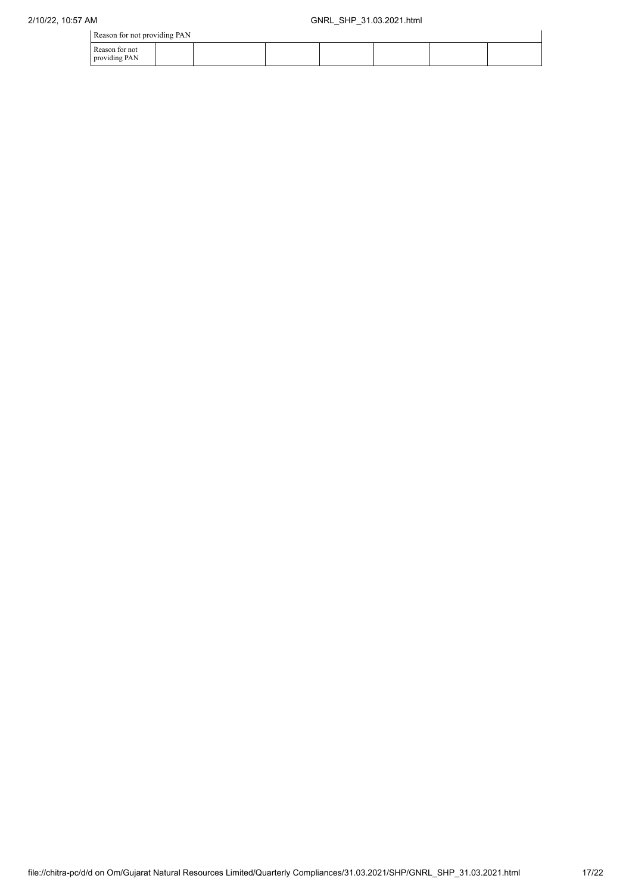| Reason for not providing PAN | | | | | | | |
|---|---|---|---|---|---|---|---|
| Reason for not providing PAN | | | | | | | |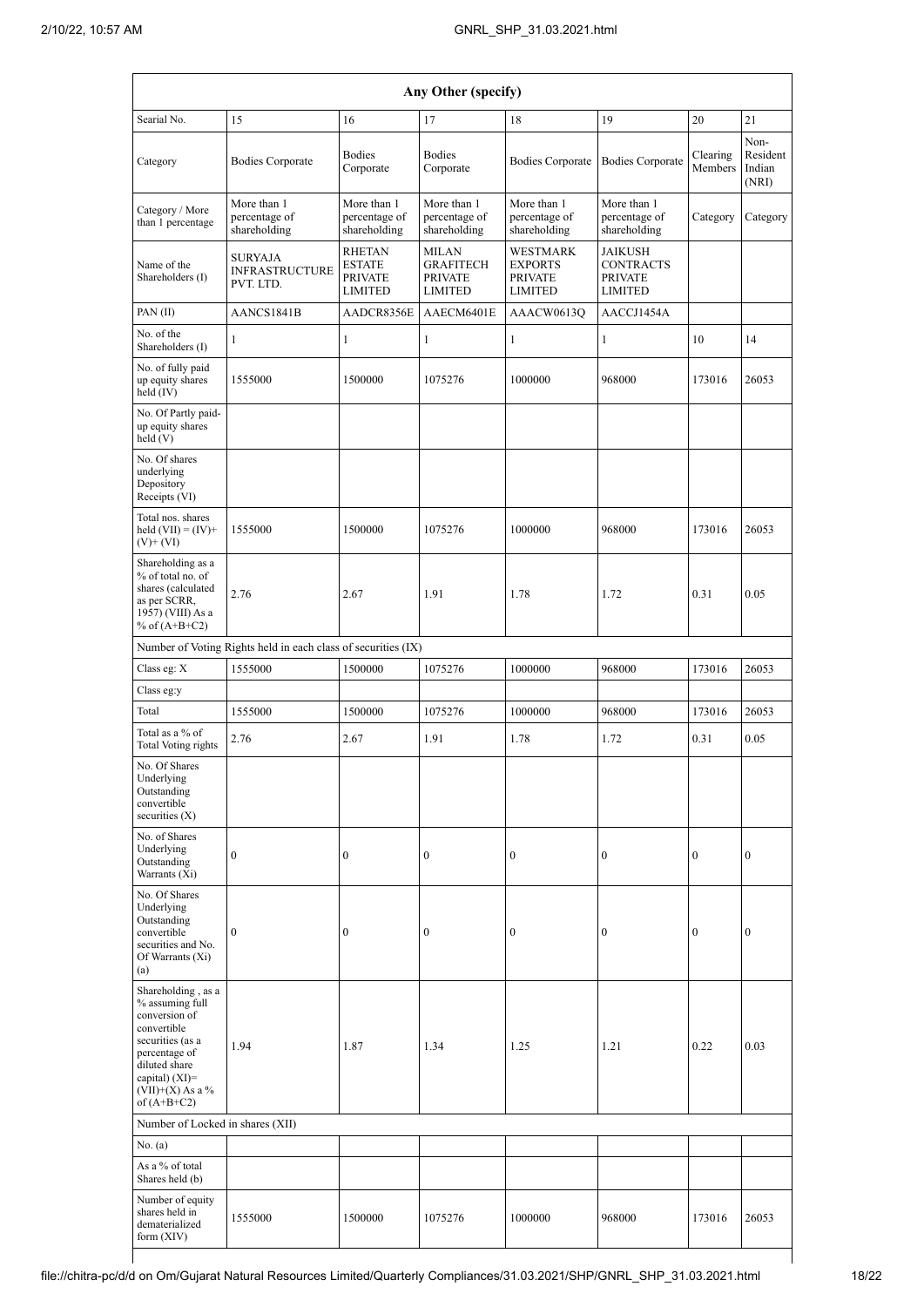| Any Other (specify) | | | | | | | |
|---|---|---|---|---|---|---|---|
| Searial No. | 15 | 16 | 17 | 18 | 19 | 20 | 21 |
| Category | Bodies Corporate | Bodies Corporate | Bodies Corporate | Bodies Corporate | Bodies Corporate | Clearing Members | Non-Resident Indian (NRI) |
| Category / More than 1 percentage | More than 1 percentage of shareholding | More than 1 percentage of shareholding | More than 1 percentage of shareholding | More than 1 percentage of shareholding | More than 1 percentage of shareholding | Category | Category |
| Name of the Shareholders (I) | SURYAJA INFRASTRUCTURE PVT. LTD. | RHETAN ESTATE PRIVATE LIMITED | MILAN GRAFITECH PRIVATE LIMITED | WESTMARK EXPORTS PRIVATE LIMITED | JAIKUSH CONTRACTS PRIVATE LIMITED | | |
| PAN (II) | AANCS1841B | AADCR8356E | AAECM6401E | AAACW0613Q | AACCJ1454A | | |
| No. of the Shareholders (I) | 1 | 1 | 1 | 1 | 1 | 10 | 14 |
| No. of fully paid up equity shares held (IV) | 1555000 | 1500000 | 1075276 | 1000000 | 968000 | 173016 | 26053 |
| No. Of Partly paid-up equity shares held (V) | | | | | | | |
| No. Of shares underlying Depository Receipts (VI) | | | | | | | |
| Total nos. shares held (VII) = (IV)+ (V)+ (VI) | 1555000 | 1500000 | 1075276 | 1000000 | 968000 | 173016 | 26053 |
| Shareholding as a % of total no. of shares (calculated as per SCRR, 1957) (VIII) As a % of (A+B+C2) | 2.76 | 2.67 | 1.91 | 1.78 | 1.72 | 0.31 | 0.05 |
| Number of Voting Rights held in each class of securities (IX) | | | | | | | |
| Class eg: X | 1555000 | 1500000 | 1075276 | 1000000 | 968000 | 173016 | 26053 |
| Class eg:y | | | | | | | |
| Total | 1555000 | 1500000 | 1075276 | 1000000 | 968000 | 173016 | 26053 |
| Total as a % of Total Voting rights | 2.76 | 2.67 | 1.91 | 1.78 | 1.72 | 0.31 | 0.05 |
| No. Of Shares Underlying Outstanding convertible securities (X) | | | | | | | |
| No. of Shares Underlying Outstanding Warrants (Xi) | 0 | 0 | 0 | 0 | 0 | 0 | 0 |
| No. Of Shares Underlying Outstanding convertible securities and No. Of Warrants (Xi) (a) | 0 | 0 | 0 | 0 | 0 | 0 | 0 |
| Shareholding , as a % assuming full conversion of convertible securities (as a percentage of diluted share capital) (XI)= (VII)+(X) As a % of (A+B+C2) | 1.94 | 1.87 | 1.34 | 1.25 | 1.21 | 0.22 | 0.03 |
| Number of Locked in shares (XII) | | | | | | | |
| No. (a) | | | | | | | |
| As a % of total Shares held (b) | | | | | | | |
| Number of equity shares held in dematerialized form (XIV) | 1555000 | 1500000 | 1075276 | 1000000 | 968000 | 173016 | 26053 |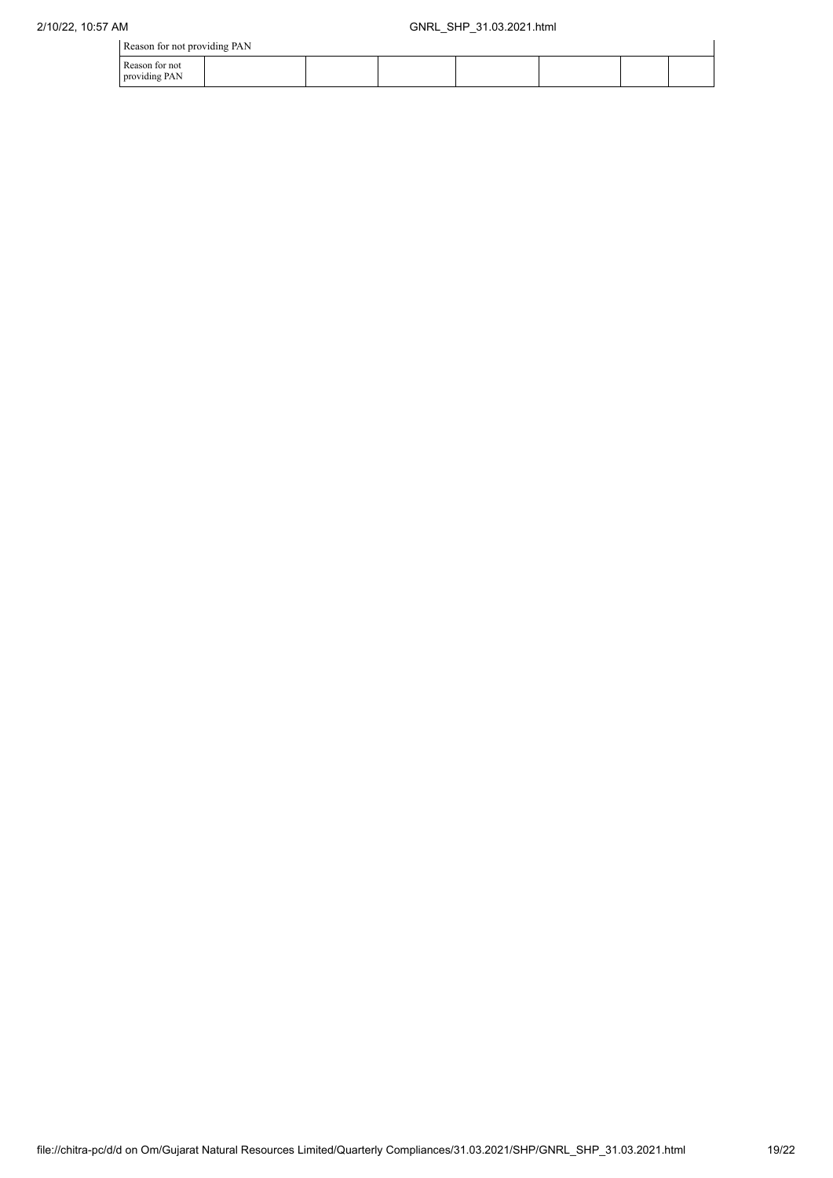| Reason for not providing PAN | | | | | | | |
|---|---|---|---|---|---|---|---|
| Reason for not providing PAN | | | | | | | |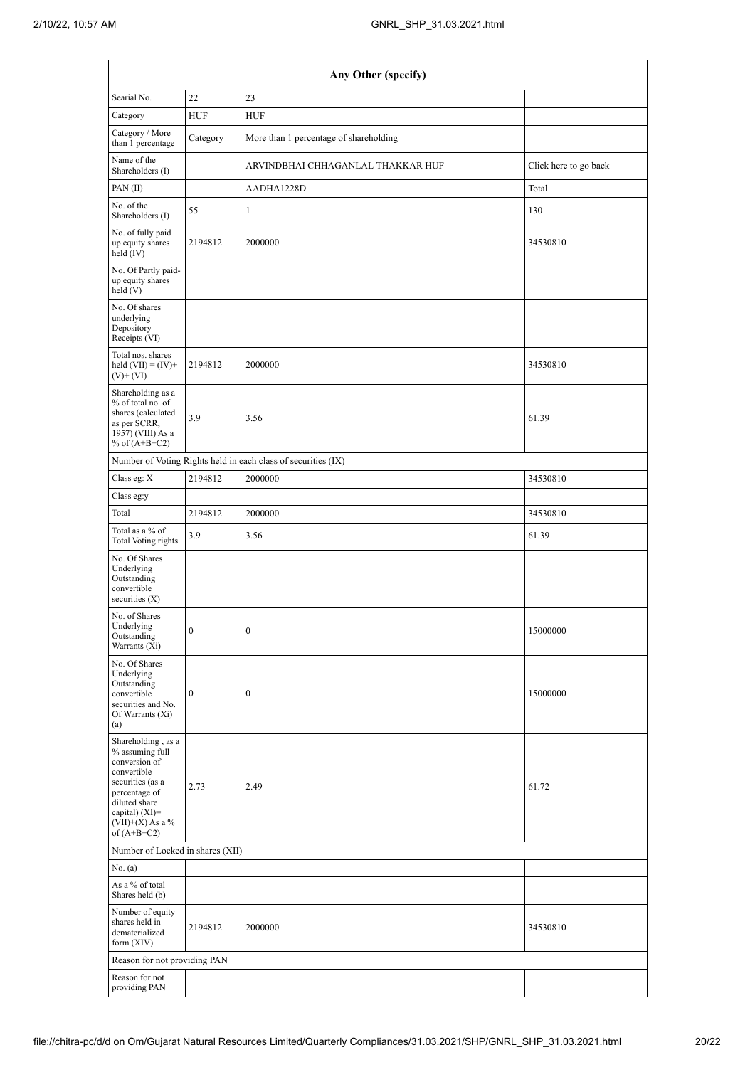| Any Other (specify) | | | |
|---|---|---|---|
| Searial No. | 22 | 23 | |
| Category | HUF | HUF | |
| Category / More than 1 percentage | Category | More than 1 percentage of shareholding | |
| Name of the Shareholders (I) | | ARVINDBHAI CHHAGANLAL THAKKAR HUF | Click here to go back |
| PAN (II) | | AADHA1228D | Total |
| No. of the Shareholders (I) | 55 | 1 | 130 |
| No. of fully paid up equity shares held (IV) | 2194812 | 2000000 | 34530810 |
| No. Of Partly paid-up equity shares held (V) | | | |
| No. Of shares underlying Depository Receipts (VI) | | | |
| Total nos. shares held (VII) = (IV)+ (V)+ (VI) | 2194812 | 2000000 | 34530810 |
| Shareholding as a % of total no. of shares (calculated as per SCRR, 1957) (VIII) As a % of (A+B+C2) | 3.9 | 3.56 | 61.39 |
| Number of Voting Rights held in each class of securities (IX) | | | |
| Class eg: X | 2194812 | 2000000 | 34530810 |
| Class eg:y | | | |
| Total | 2194812 | 2000000 | 34530810 |
| Total as a % of Total Voting rights | 3.9 | 3.56 | 61.39 |
| No. Of Shares Underlying Outstanding convertible securities (X) | | | |
| No. of Shares Underlying Outstanding Warrants (Xi) | 0 | 0 | 15000000 |
| No. Of Shares Underlying Outstanding convertible securities and No. Of Warrants (Xi) (a) | 0 | 0 | 15000000 |
| Shareholding , as a % assuming full conversion of convertible securities (as a percentage of diluted share capital) (XI)= (VII)+(X) As a % of (A+B+C2) | 2.73 | 2.49 | 61.72 |
| Number of Locked in shares (XII) | | | |
| No. (a) | | | |
| As a % of total Shares held (b) | | | |
| Number of equity shares held in dematerialized form (XIV) | 2194812 | 2000000 | 34530810 |
| Reason for not providing PAN | | | |
| Reason for not providing PAN | | | |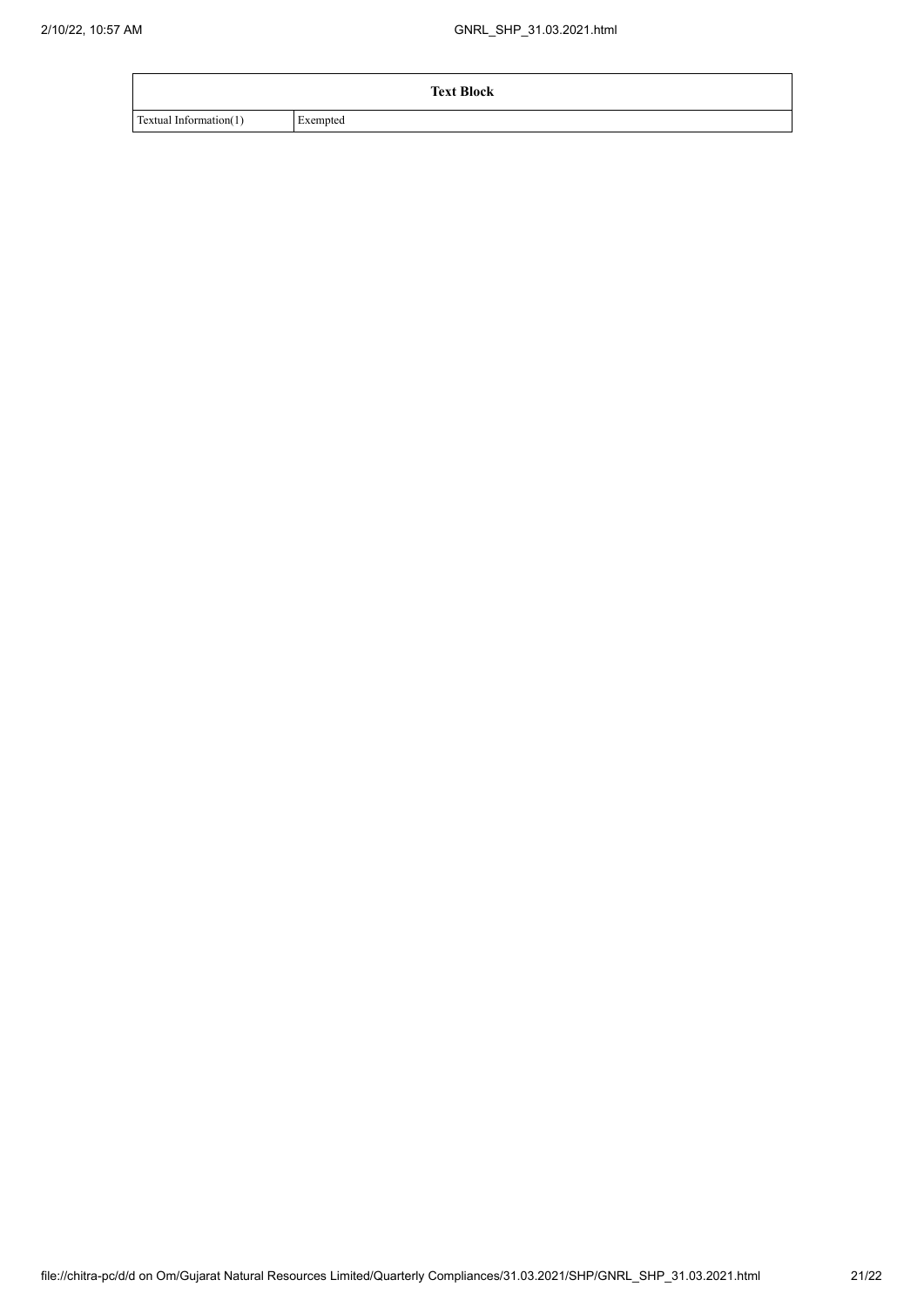| Text Block | |
|---|---|
| Textual Information(1) | Exempted |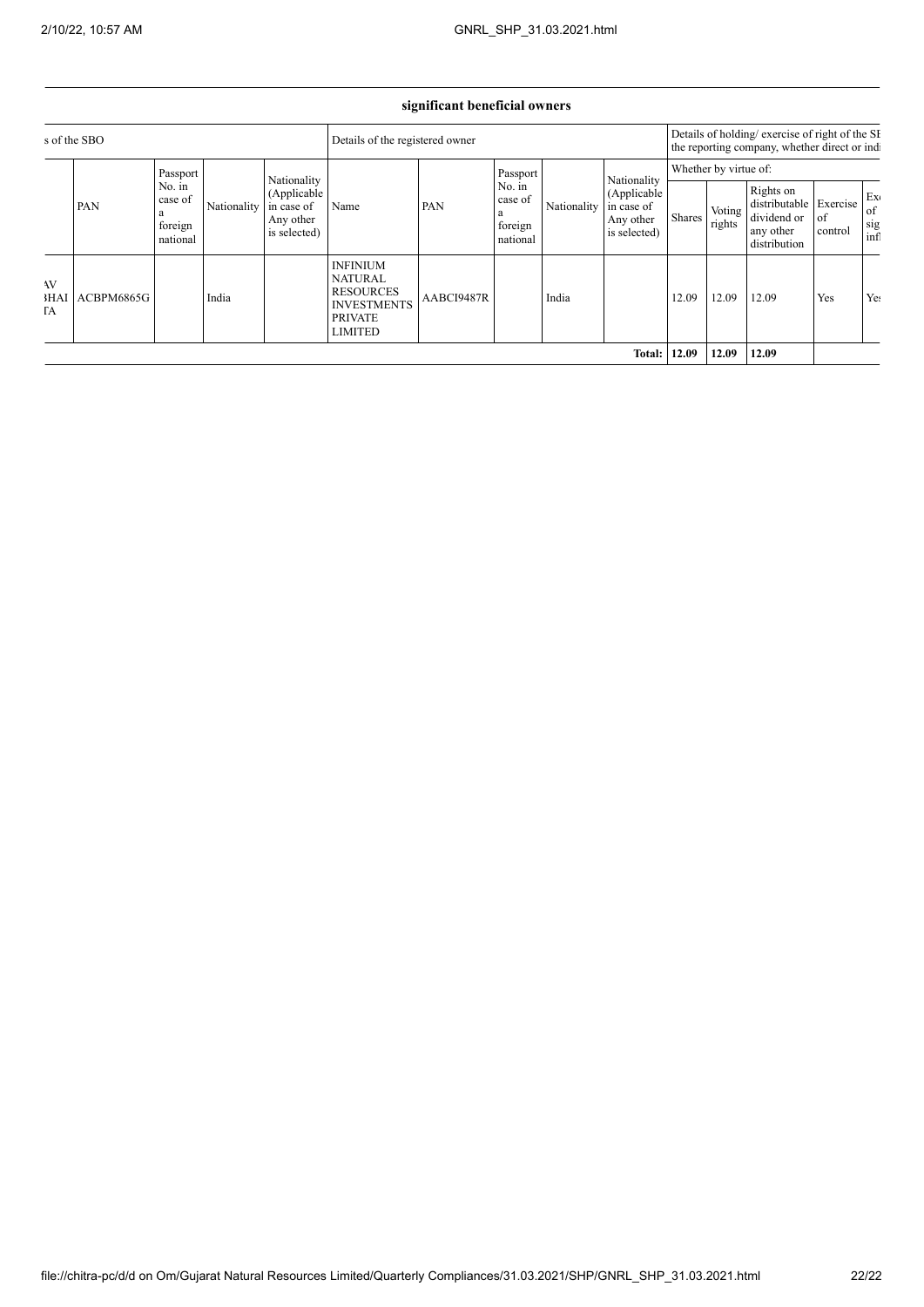## significant beneficial owners

| s of the SBO | | | | | Details of the registered owner | | | | | Details of holding/ exercise of right of the SI the reporting company, whether direct or indi | | | | |
|---|---|---|---|---|---|---|---|---|---|---|---|---|---|---|
| | | | | | | | | | | Whether by virtue of: | | | | |
| | PAN | Passport No. in case of a foreign national | Nationality | Nationality (Applicable in case of Any other is selected) | Name | PAN | Passport No. in case of a foreign national | Nationality | Nationality (Applicable in case of Any other is selected) | Shares | Voting rights | Rights on distributable dividend or any other distribution | Exercise of control | Ex of sig infl |
| AV 3HAI TA | ACBPM6865G | | India | | INFINIUM NATURAL RESOURCES INVESTMENTS PRIVATE LIMITED | AABCI9487R | | India | | 12.09 | 12.09 | 12.09 | Yes | Ye |
| | | | | | | | | | **Total:** | **12.09** | **12.09** | **12.09** | | |